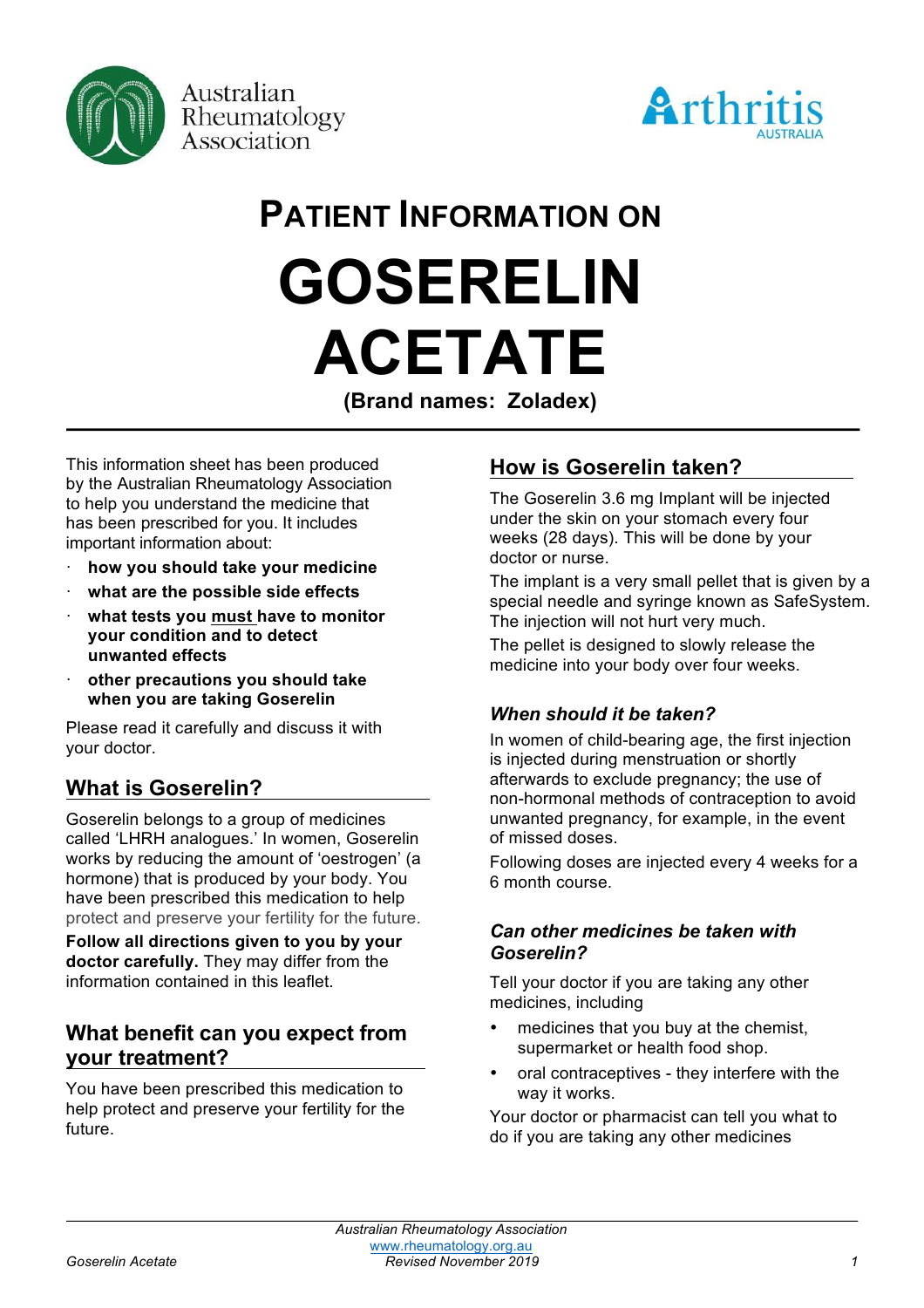Australian Rheumatology Association

Arthritis AUSTRALIA

# PATIENT INFORMATION ON

# GOSERELIN ACETATE

**(Brand names: Zoladex)**

This information sheet has been produced by the Australian Rheumatology Association to help you understand the medicine that has been prescribed for you. It includes important information about:

- **how you should take your medicine**
- **what are the possible side effects**
- **what tests you must have to monitor your condition and to detect unwanted effects**
- **other precautions you should take when you are taking Goserelin**

Please read it carefully and discuss it with your doctor.

## What is Goserelin?

Goserelin belongs to a group of medicines called 'LHRH analogues.' In women, Goserelin works by reducing the amount of 'oestrogen' (a hormone) that is produced by your body. You have been prescribed this medication to help protect and preserve your fertility for the future.

**Follow all directions given to you by your doctor carefully.** They may differ from the information contained in this leaflet.

## What benefit can you expect from your treatment?

You have been prescribed this medication to help protect and preserve your fertility for the future.

## How is Goserelin taken?

The Goserelin 3.6 mg Implant will be injected under the skin on your stomach every four weeks (28 days). This will be done by your doctor or nurse.

The implant is a very small pellet that is given by a special needle and syringe known as SafeSystem. The injection will not hurt very much.

The pellet is designed to slowly release the medicine into your body over four weeks.

### *When should it be taken?*

In women of child-bearing age, the first injection is injected during menstruation or shortly afterwards to exclude pregnancy; the use of non-hormonal methods of contraception to avoid unwanted pregnancy, for example, in the event of missed doses.

Following doses are injected every 4 weeks for a 6 month course.

### *Can other medicines be taken with Goserelin?*

Tell your doctor if you are taking any other medicines, including

- medicines that you buy at the chemist, supermarket or health food shop.
- oral contraceptives - they interfere with the way it works.

Your doctor or pharmacist can tell you what to do if you are taking any other medicines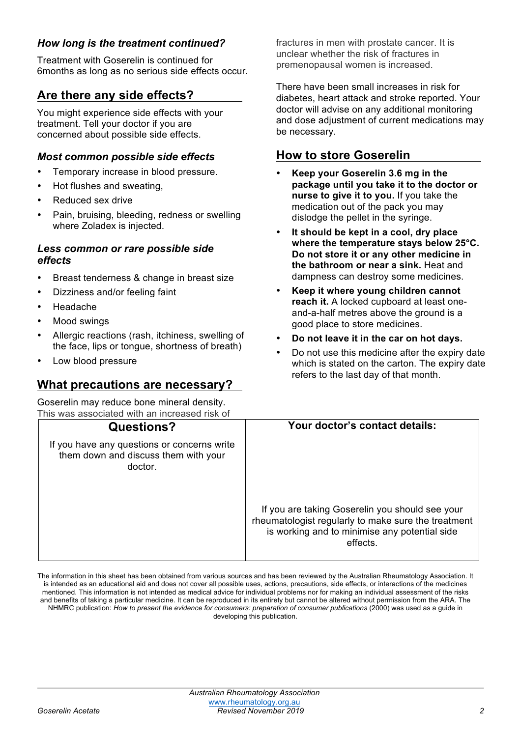### *How long is the treatment continued?*

Treatment with Goserelin is continued for 6months as long as no serious side effects occur.

## Are there any side effects?

You might experience side effects with your treatment. Tell your doctor if you are concerned about possible side effects.

### *Most common possible side effects*

- Temporary increase in blood pressure.
- Hot flushes and sweating,
- Reduced sex drive
- Pain, bruising, bleeding, redness or swelling where Zoladex is injected.

### *Less common or rare possible side effects*

- Breast tenderness & change in breast size
- Dizziness and/or feeling faint
- Headache
- Mood swings
- Allergic reactions (rash, itchiness, swelling of the face, lips or tongue, shortness of breath)
- Low blood pressure

## What precautions are necessary?

Goserelin may reduce bone mineral density. This was associated with an increased risk of fractures in men with prostate cancer. It is unclear whether the risk of fractures in premenopausal women is increased.

There have been small increases in risk for diabetes, heart attack and stroke reported. Your doctor will advise on any additional monitoring and dose adjustment of current medications may be necessary.

## How to store Goserelin

- **Keep your Goserelin 3.6 mg in the package until you take it to the doctor or nurse to give it to you.** If you take the medication out of the pack you may dislodge the pellet in the syringe.
- **It should be kept in a cool, dry place where the temperature stays below 25°C. Do not store it or any other medicine in the bathroom or near a sink.** Heat and dampness can destroy some medicines.
- **Keep it where young children cannot reach it.** A locked cupboard at least one-and-a-half metres above the ground is a good place to store medicines.
- **Do not leave it in the car on hot days.**
- Do not use this medicine after the expiry date which is stated on the carton. The expiry date refers to the last day of that month.

| **Questions?** | **Your doctor's contact details:** |
|---|---|
| If you have any questions or concerns write them down and discuss them with your doctor. | If you are taking Goserelin you should see your rheumatologist regularly to make sure the treatment is working and to minimise any potential side effects. |

The information in this sheet has been obtained from various sources and has been reviewed by the Australian Rheumatology Association. It is intended as an educational aid and does not cover all possible uses, actions, precautions, side effects, or interactions of the medicines mentioned. This information is not intended as medical advice for individual problems nor for making an individual assessment of the risks and benefits of taking a particular medicine. It can be reproduced in its entirety but cannot be altered without permission from the ARA. The NHMRC publication: *How to present the evidence for consumers: preparation of consumer publications* (2000) was used as a guide in developing this publication.